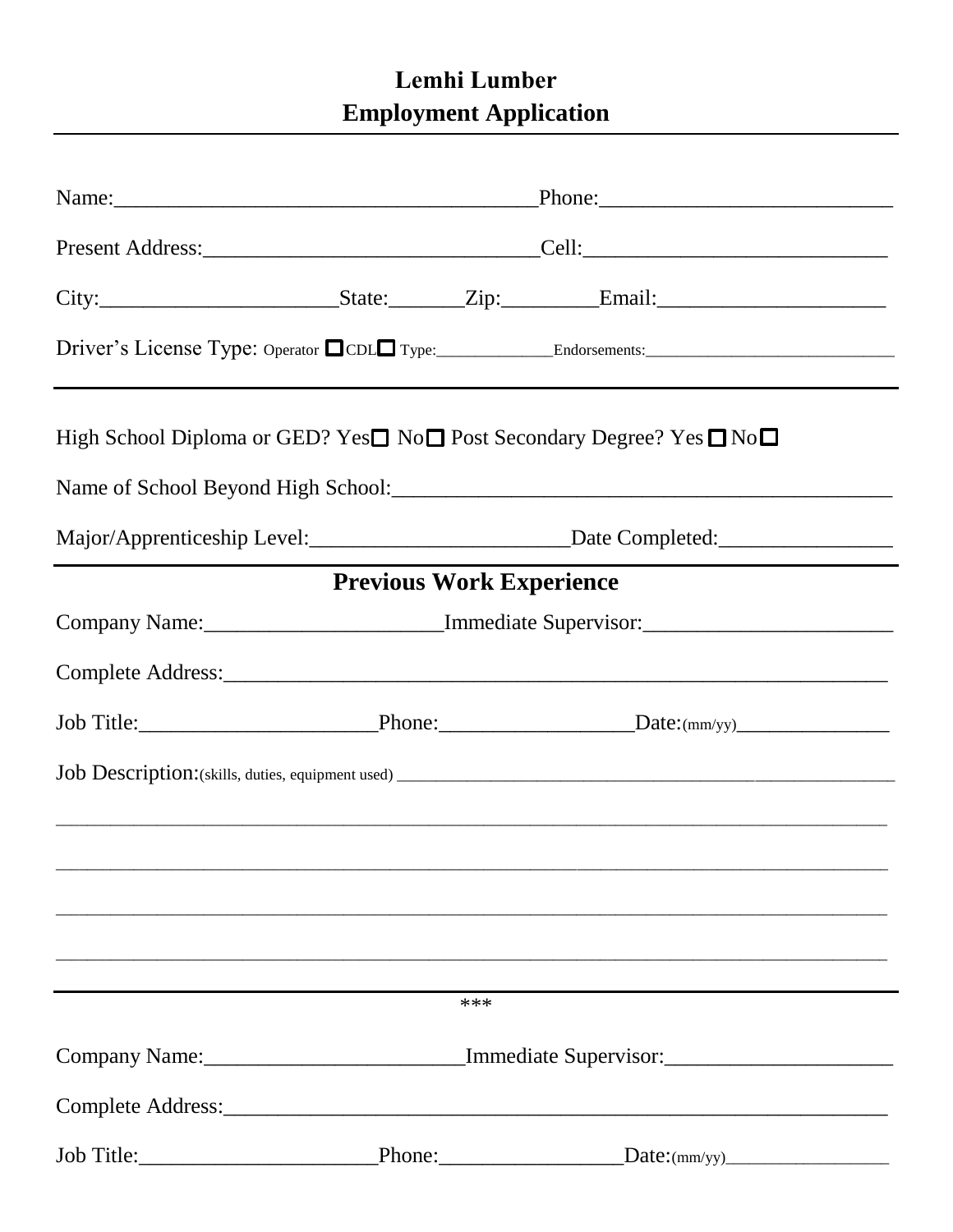# Lemhi Lumber
# Employment Application

---

Name:_______________________________________Phone:___________________________

Present Address:_______________________________Cell:___________________________

City:______________________State:_______Zip:_________Email:_____________________

Driver's License Type: Operator ☐ CDL☐ Type:______________Endorsements:_______________________________

---

High School Diploma or GED? Yes☐ No☐ Post Secondary Degree? Yes ☐ No☐

Name of School Beyond High School:_______________________________________________

Major/Apprenticeship Level:________________________Date Completed:________________

---

## Previous Work Experience

Company Name:______________________Immediate Supervisor:_______________________

Complete Address:_________________________________________________________________

Job Title:______________________Phone:__________________Date:(mm/yy)_______________

Job Description:(skills, duties, equipment used) ___________________________________________________________

_____________________________________________________________________________________

_____________________________________________________________________________________

_____________________________________________________________________________________

_____________________________________________________________________________________

---

***

Company Name:________________________Immediate Supervisor:_____________________

Complete Address:_________________________________________________________________

Job Title:______________________Phone:_________________Date:(mm/yy)___________________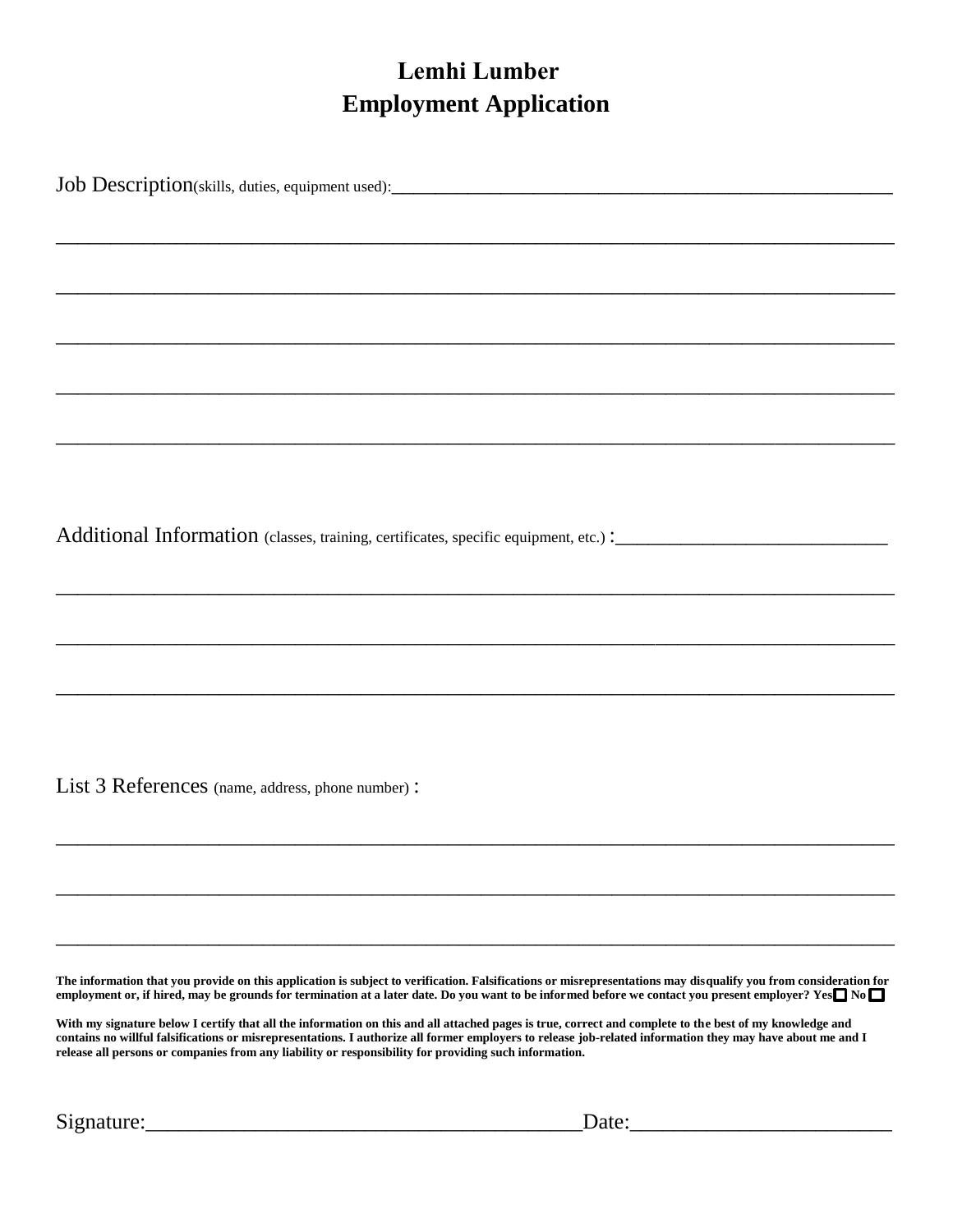# Lemhi Lumber
## Employment Application

Job Description(skills, duties, equipment used):_______________________________________________

_______________________________________________________________________________

_______________________________________________________________________________

_______________________________________________________________________________

_______________________________________________________________________________

_______________________________________________________________________________

Additional Information (classes, training, certificates, specific equipment, etc.) :___________________________

_______________________________________________________________________________

_______________________________________________________________________________

_______________________________________________________________________________

List 3 References (name, address, phone number) :

_______________________________________________________________________________

_______________________________________________________________________________

_______________________________________________________________________________

**The information that you provide on this application is subject to verification. Falsifications or misrepresentations may disqualify you from consideration for employment or, if hired, may be grounds for termination at a later date. Do you want to be informed before we contact you present employer? Yes ☐ No ☐**

**With my signature below I certify that all the information on this and all attached pages is true, correct and complete to the best of my knowledge and contains no willful falsifications or misrepresentations. I authorize all former employers to release job-related information they may have about me and I release all persons or companies from any liability or responsibility for providing such information.**

Signature:________________________________________Date:________________________